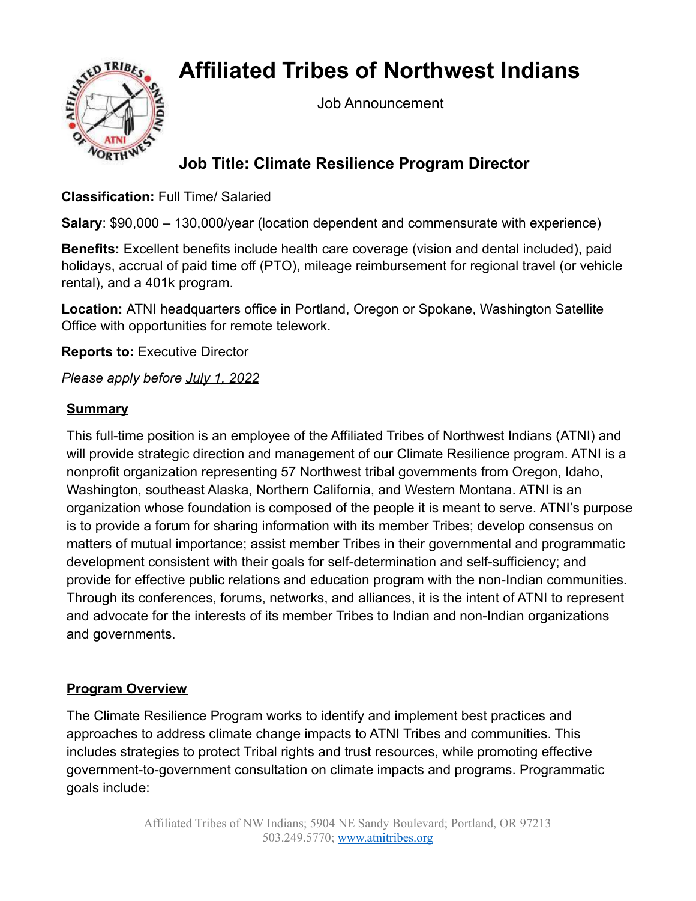# Affiliated Tribes of Northwest Indians

Job Announcement

## Job Title: Climate Resilience Program Director

**Classification:** Full Time/ Salaried

**Salary**: $90,000 – 130,000/year (location dependent and commensurate with experience)

**Benefits:** Excellent benefits include health care coverage (vision and dental included), paid holidays, accrual of paid time off (PTO), mileage reimbursement for regional travel (or vehicle rental), and a 401k program.

**Location:** ATNI headquarters office in Portland, Oregon or Spokane, Washington Satellite Office with opportunities for remote telework.

**Reports to:** Executive Director

*Please apply before July 1, 2022*

### Summary

This full-time position is an employee of the Affiliated Tribes of Northwest Indians (ATNI) and will provide strategic direction and management of our Climate Resilience program. ATNI is a nonprofit organization representing 57 Northwest tribal governments from Oregon, Idaho, Washington, southeast Alaska, Northern California, and Western Montana. ATNI is an organization whose foundation is composed of the people it is meant to serve. ATNI's purpose is to provide a forum for sharing information with its member Tribes; develop consensus on matters of mutual importance; assist member Tribes in their governmental and programmatic development consistent with their goals for self-determination and self-sufficiency; and provide for effective public relations and education program with the non-Indian communities. Through its conferences, forums, networks, and alliances, it is the intent of ATNI to represent and advocate for the interests of its member Tribes to Indian and non-Indian organizations and governments.

### Program Overview

The Climate Resilience Program works to identify and implement best practices and approaches to address climate change impacts to ATNI Tribes and communities. This includes strategies to protect Tribal rights and trust resources, while promoting effective government-to-government consultation on climate impacts and programs. Programmatic goals include: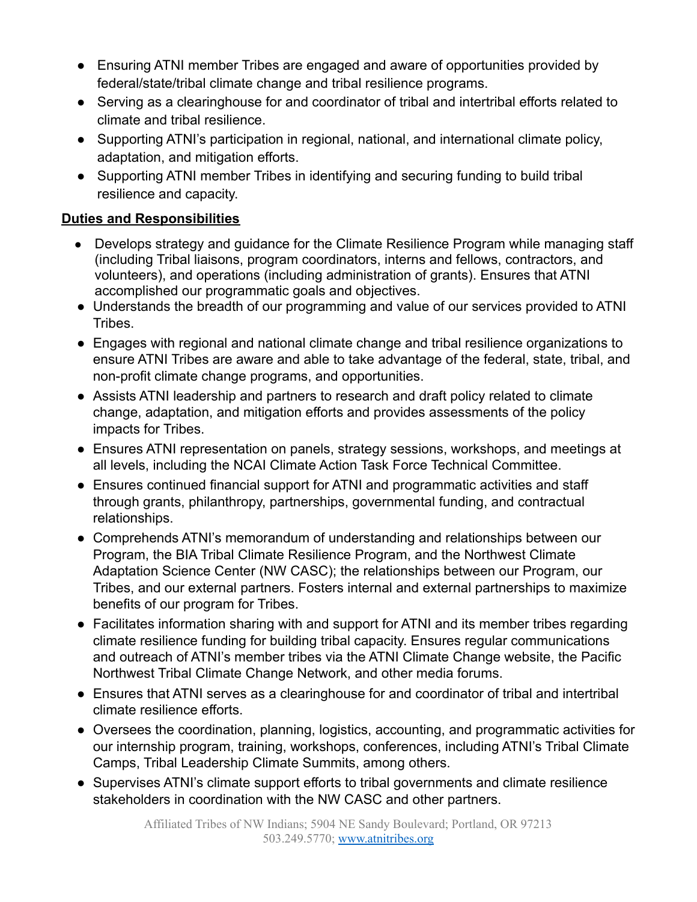- Ensuring ATNI member Tribes are engaged and aware of opportunities provided by federal/state/tribal climate change and tribal resilience programs.
- Serving as a clearinghouse for and coordinator of tribal and intertribal efforts related to climate and tribal resilience.
- Supporting ATNI's participation in regional, national, and international climate policy, adaptation, and mitigation efforts.
- Supporting ATNI member Tribes in identifying and securing funding to build tribal resilience and capacity.

**Duties and Responsibilities**

- Develops strategy and guidance for the Climate Resilience Program while managing staff (including Tribal liaisons, program coordinators, interns and fellows, contractors, and volunteers), and operations (including administration of grants). Ensures that ATNI accomplished our programmatic goals and objectives.
- Understands the breadth of our programming and value of our services provided to ATNI Tribes.
- Engages with regional and national climate change and tribal resilience organizations to ensure ATNI Tribes are aware and able to take advantage of the federal, state, tribal, and non-profit climate change programs, and opportunities.
- Assists ATNI leadership and partners to research and draft policy related to climate change, adaptation, and mitigation efforts and provides assessments of the policy impacts for Tribes.
- Ensures ATNI representation on panels, strategy sessions, workshops, and meetings at all levels, including the NCAI Climate Action Task Force Technical Committee.
- Ensures continued financial support for ATNI and programmatic activities and staff through grants, philanthropy, partnerships, governmental funding, and contractual relationships.
- Comprehends ATNI's memorandum of understanding and relationships between our Program, the BIA Tribal Climate Resilience Program, and the Northwest Climate Adaptation Science Center (NW CASC); the relationships between our Program, our Tribes, and our external partners. Fosters internal and external partnerships to maximize benefits of our program for Tribes.
- Facilitates information sharing with and support for ATNI and its member tribes regarding climate resilience funding for building tribal capacity. Ensures regular communications and outreach of ATNI's member tribes via the ATNI Climate Change website, the Pacific Northwest Tribal Climate Change Network, and other media forums.
- Ensures that ATNI serves as a clearinghouse for and coordinator of tribal and intertribal climate resilience efforts.
- Oversees the coordination, planning, logistics, accounting, and programmatic activities for our internship program, training, workshops, conferences, including ATNI's Tribal Climate Camps, Tribal Leadership Climate Summits, among others.
- Supervises ATNI's climate support efforts to tribal governments and climate resilience stakeholders in coordination with the NW CASC and other partners.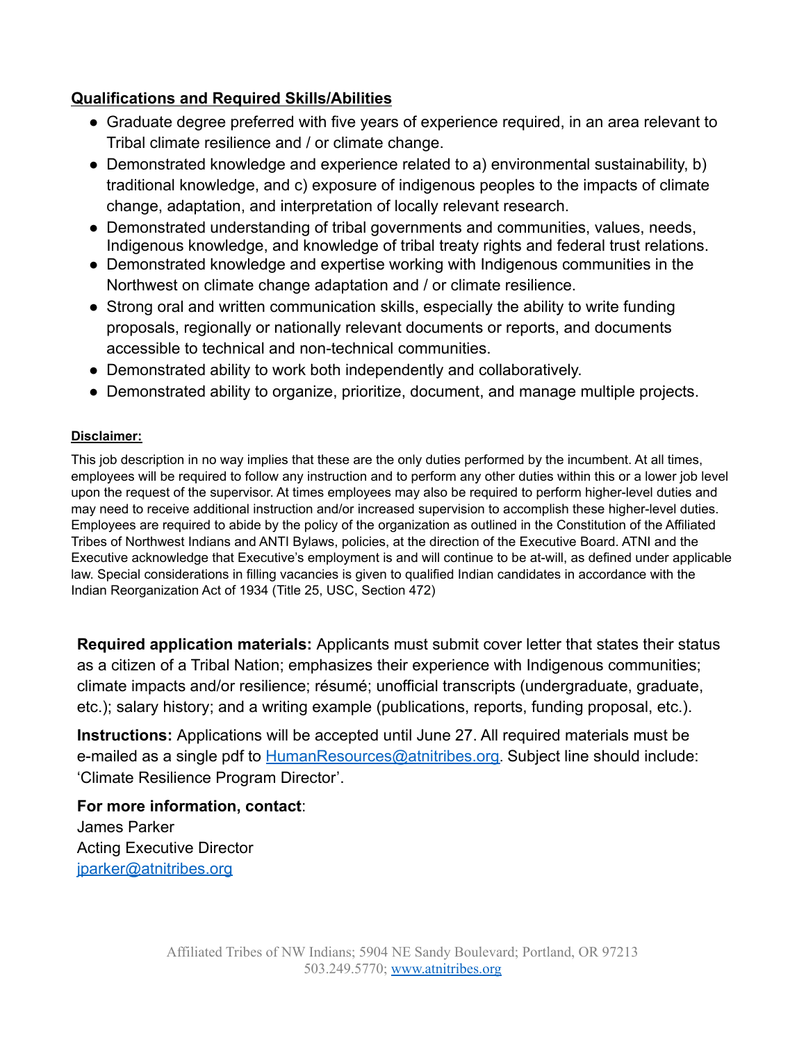## Qualifications and Required Skills/Abilities

- Graduate degree preferred with five years of experience required, in an area relevant to Tribal climate resilience and / or climate change.
- Demonstrated knowledge and experience related to a) environmental sustainability, b) traditional knowledge, and c) exposure of indigenous peoples to the impacts of climate change, adaptation, and interpretation of locally relevant research.
- Demonstrated understanding of tribal governments and communities, values, needs, Indigenous knowledge, and knowledge of tribal treaty rights and federal trust relations.
- Demonstrated knowledge and expertise working with Indigenous communities in the Northwest on climate change adaptation and / or climate resilience.
- Strong oral and written communication skills, especially the ability to write funding proposals, regionally or nationally relevant documents or reports, and documents accessible to technical and non-technical communities.
- Demonstrated ability to work both independently and collaboratively.
- Demonstrated ability to organize, prioritize, document, and manage multiple projects.

### Disclaimer:

This job description in no way implies that these are the only duties performed by the incumbent. At all times, employees will be required to follow any instruction and to perform any other duties within this or a lower job level upon the request of the supervisor. At times employees may also be required to perform higher-level duties and may need to receive additional instruction and/or increased supervision to accomplish these higher-level duties. Employees are required to abide by the policy of the organization as outlined in the Constitution of the Affiliated Tribes of Northwest Indians and ANTI Bylaws, policies, at the direction of the Executive Board. ATNI and the Executive acknowledge that Executive's employment is and will continue to be at-will, as defined under applicable law. Special considerations in filling vacancies is given to qualified Indian candidates in accordance with the Indian Reorganization Act of 1934 (Title 25, USC, Section 472)

**Required application materials:** Applicants must submit cover letter that states their status as a citizen of a Tribal Nation; emphasizes their experience with Indigenous communities; climate impacts and/or resilience; résumé; unofficial transcripts (undergraduate, graduate, etc.); salary history; and a writing example (publications, reports, funding proposal, etc.).

**Instructions:** Applications will be accepted until June 27. All required materials must be e-mailed as a single pdf to HumanResources@atnitribes.org. Subject line should include: 'Climate Resilience Program Director'.

**For more information, contact**:
James Parker
Acting Executive Director
jparker@atnitribes.org

Affiliated Tribes of NW Indians; 5904 NE Sandy Boulevard; Portland, OR 97213
503.249.5770; www.atnitribes.org